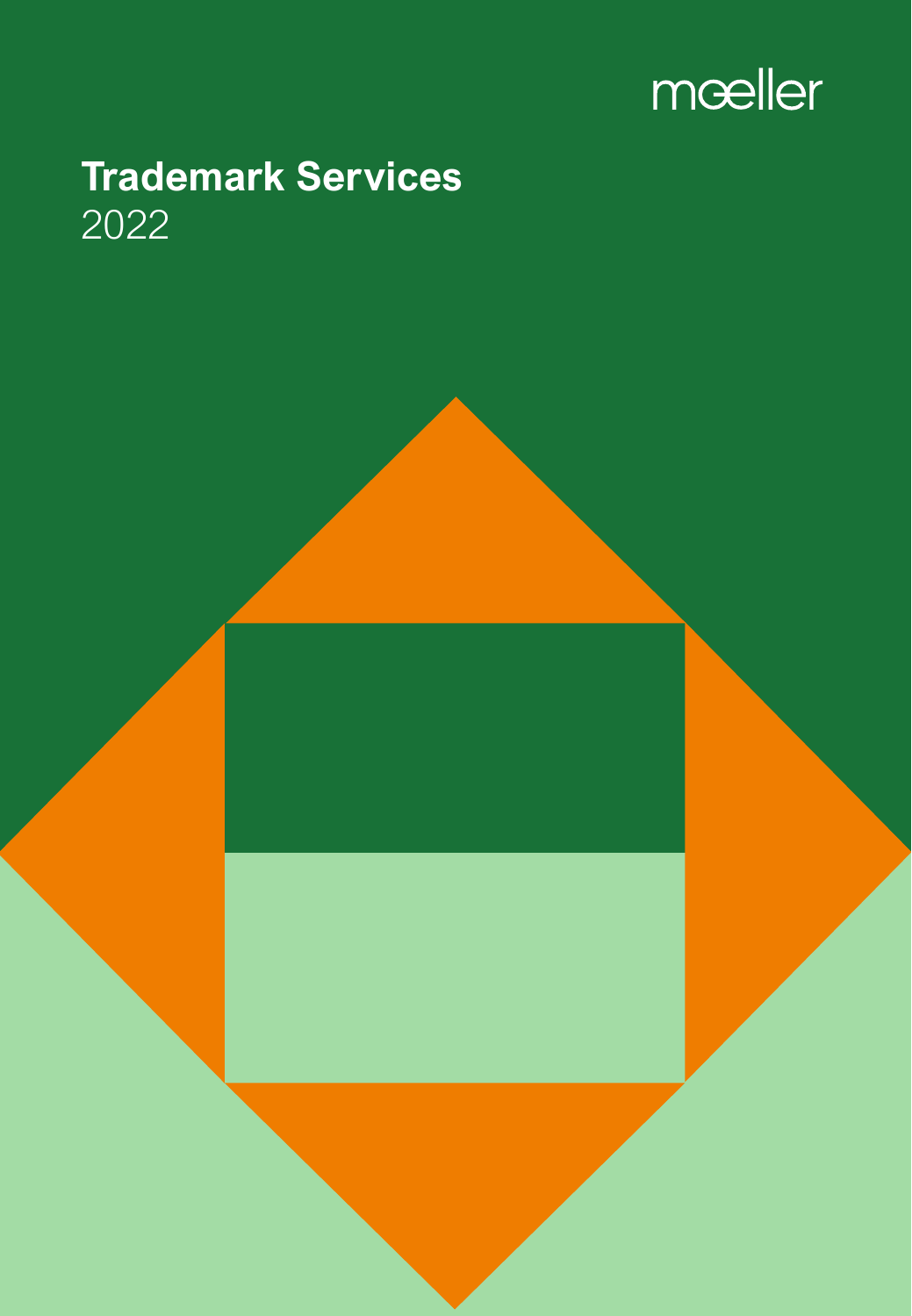mœller

# Trademark Services

2022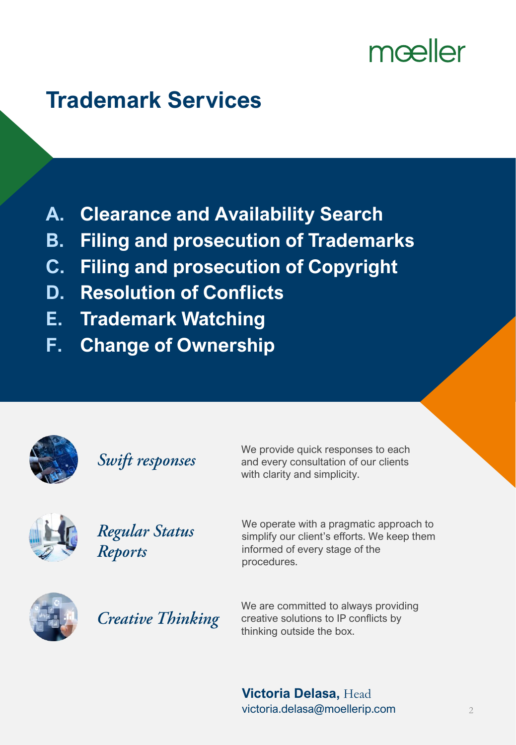moeller

# Trademark Services

A. **Clearance and Availability Search**
B. **Filing and prosecution of Trademarks**
C. **Filing and prosecution of Copyright**
D. **Resolution of Conflicts**
E. **Trademark Watching**
F. **Change of Ownership**

*Swift responses*

We provide quick responses to each and every consultation of our clients with clarity and simplicity.

*Regular Status Reports*

We operate with a pragmatic approach to simplify our client's efforts. We keep them informed of every stage of the procedures.

*Creative Thinking*

We are committed to always providing creative solutions to IP conflicts by thinking outside the box.

**Victoria Delasa,** Head
victoria.delasa@moellerip.com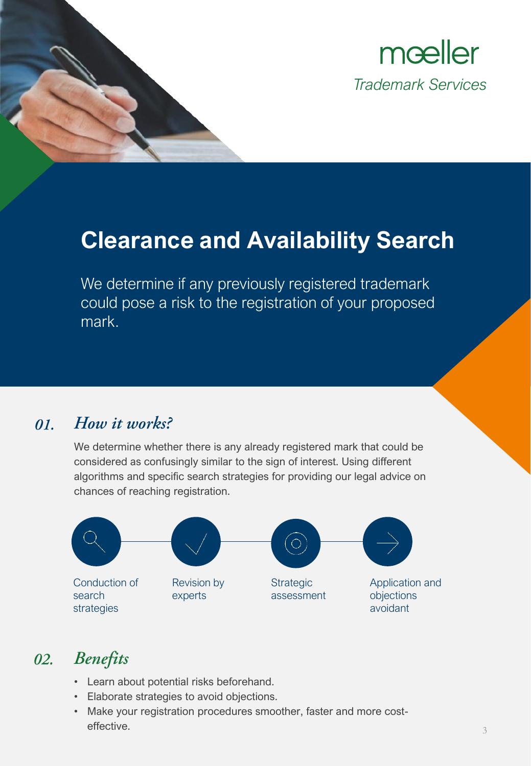moeller
*Trademark Services*

# Clearance and Availability Search

We determine if any previously registered trademark could pose a risk to the registration of your proposed mark.

## 01. *How it works?*

We determine whether there is any already registered mark that could be considered as confusingly similar to the sign of interest. Using different algorithms and specific search strategies for providing our legal advice on chances of reaching registration.

- Conduction of search strategies
- Revision by experts
- Strategic assessment
- Application and objections avoidant

## 02. *Benefits*

- Learn about potential risks beforehand.
- Elaborate strategies to avoid objections.
- Make your registration procedures smoother, faster and more cost-effective.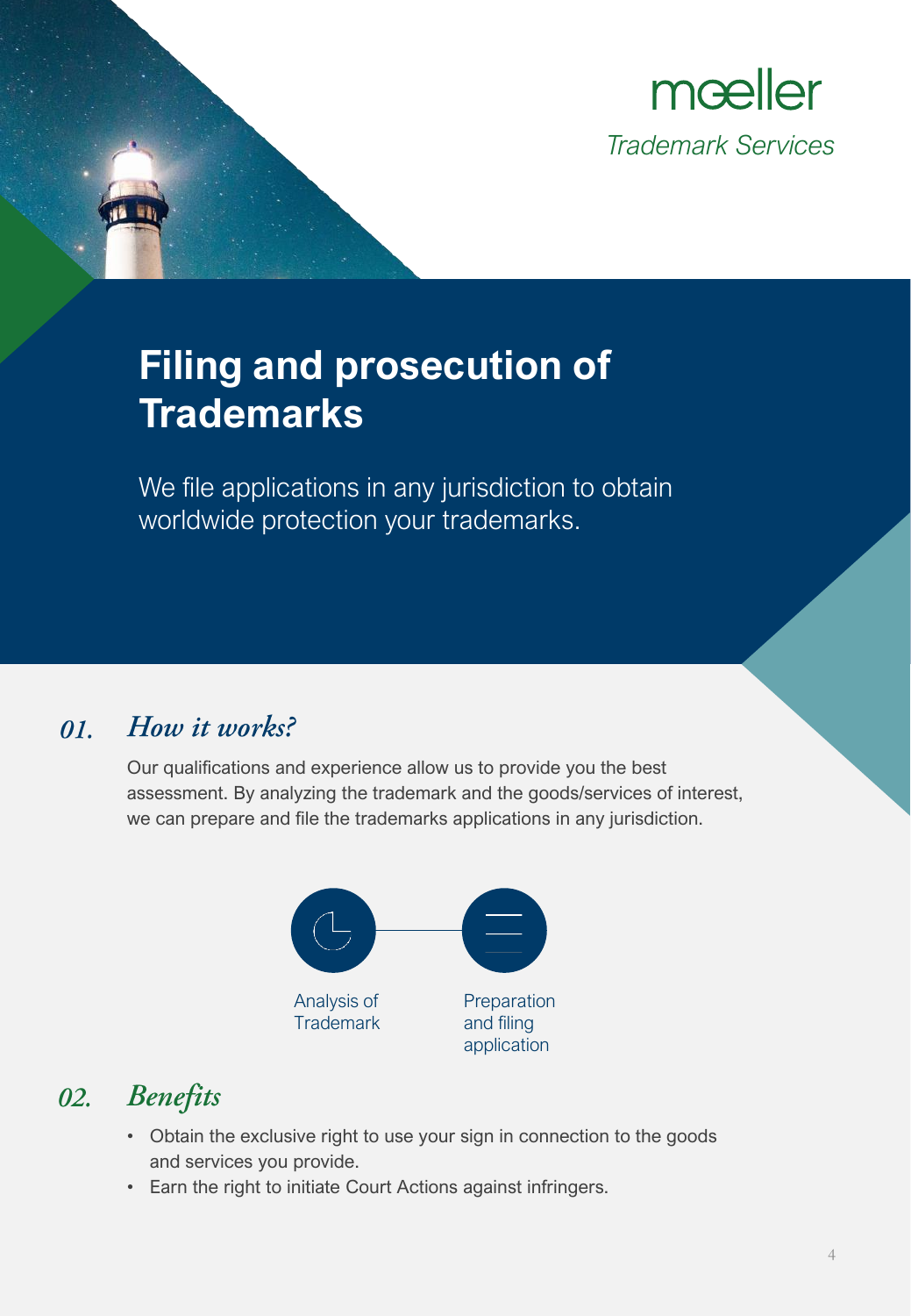moeller

*Trademark Services*

# Filing and prosecution of Trademarks

We file applications in any jurisdiction to obtain worldwide protection your trademarks.

## *01. How it works?*

Our qualifications and experience allow us to provide you the best assessment. By analyzing the trademark and the goods/services of interest, we can prepare and file the trademarks applications in any jurisdiction.

Analysis of Trademark

Preparation and filing application

## *02. Benefits*

- Obtain the exclusive right to use your sign in connection to the goods and services you provide.
- Earn the right to initiate Court Actions against infringers.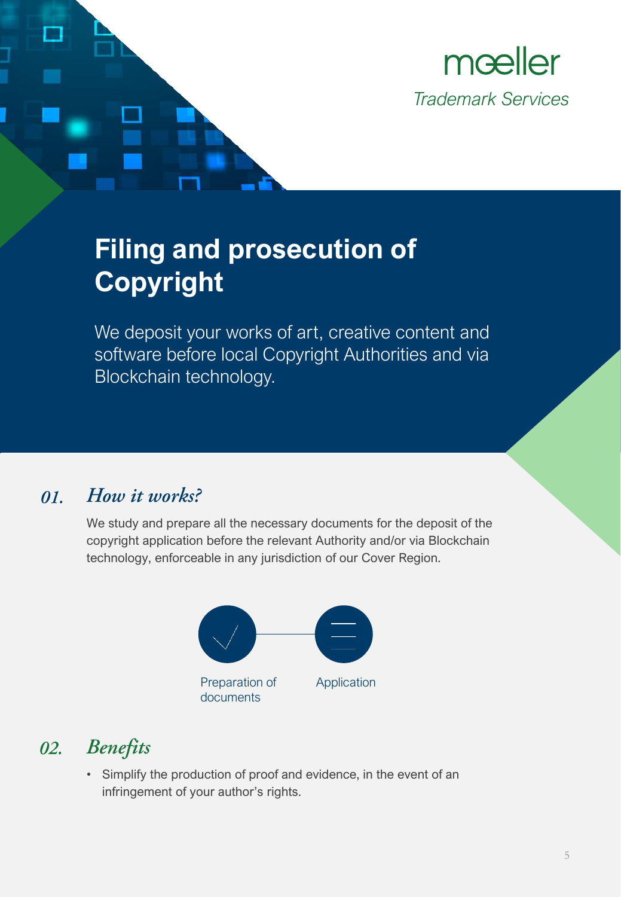moeller

*Trademark Services*

# Filing and prosecution of Copyright

We deposit your works of art, creative content and software before local Copyright Authorities and via Blockchain technology.

## *01. How it works?*

We study and prepare all the necessary documents for the deposit of the copyright application before the relevant Authority and/or via Blockchain technology, enforceable in any jurisdiction of our Cover Region.

Preparation of documents

Application

## *02. Benefits*

- Simplify the production of proof and evidence, in the event of an infringement of your author's rights.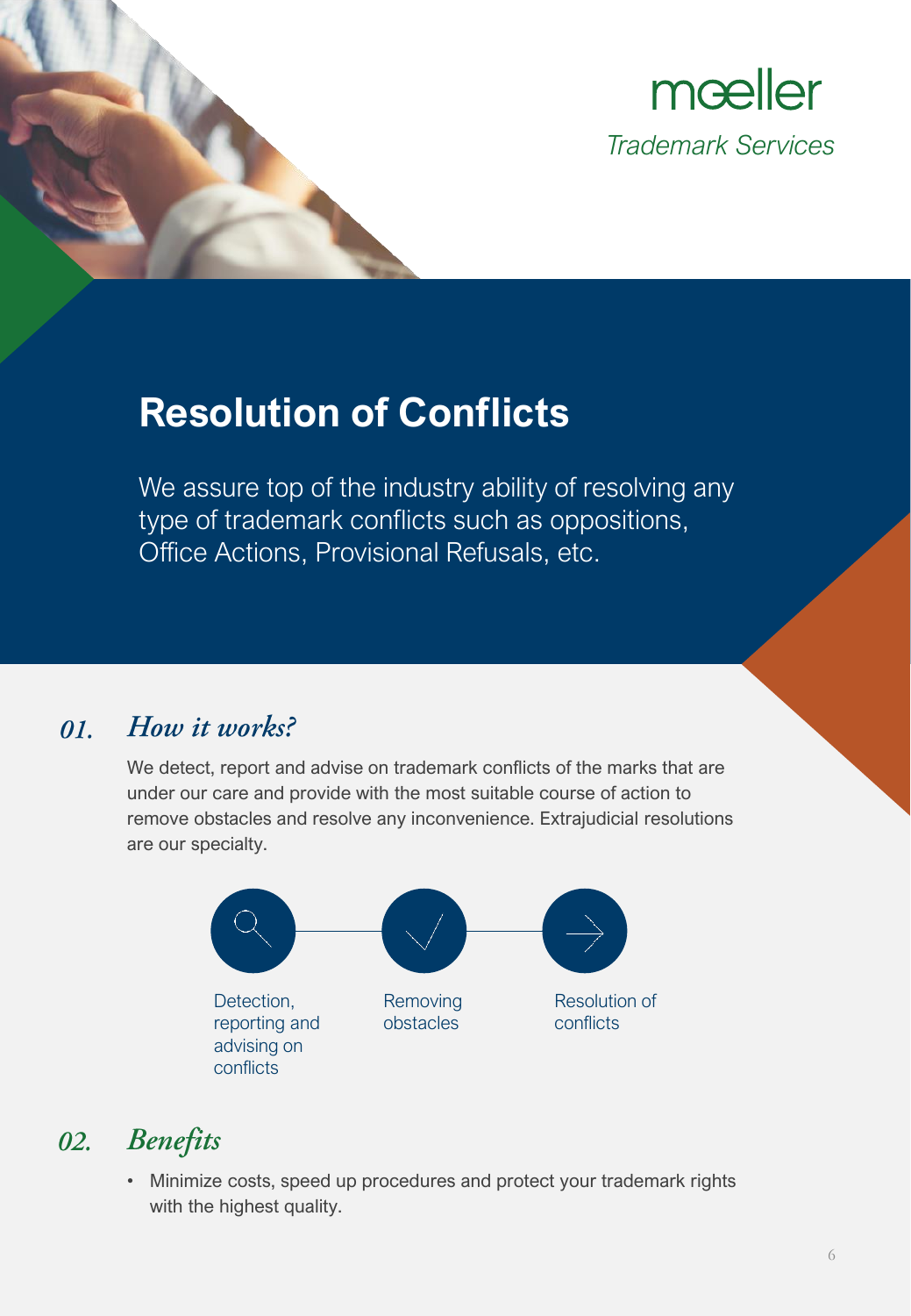mœller

*Trademark Services*

# Resolution of Conflicts

We assure top of the industry ability of resolving any type of trademark conflicts such as oppositions, Office Actions, Provisional Refusals, etc.

## *01. How it works?*

We detect, report and advise on trademark conflicts of the marks that are under our care and provide with the most suitable course of action to remove obstacles and resolve any inconvenience. Extrajudicial resolutions are our specialty.

Detection, reporting and advising on conflicts → Removing obstacles → Resolution of conflicts

## *02. Benefits*

- Minimize costs, speed up procedures and protect your trademark rights with the highest quality.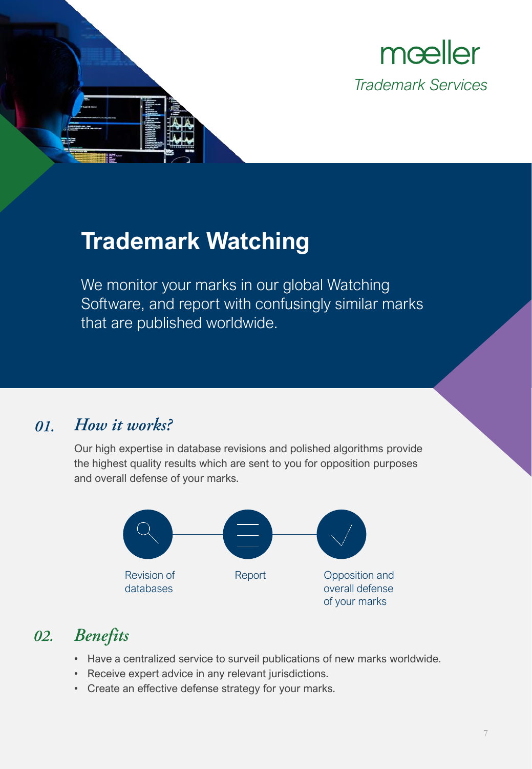mœller

*Trademark Services*

# Trademark Watching

We monitor your marks in our global Watching Software, and report with confusingly similar marks that are published worldwide.

## *01. How it works?*

Our high expertise in database revisions and polished algorithms provide the highest quality results which are sent to you for opposition purposes and overall defense of your marks.

Revision of databases — Report — Opposition and overall defense of your marks

## *02. Benefits*

- Have a centralized service to surveil publications of new marks worldwide.
- Receive expert advice in any relevant jurisdictions.
- Create an effective defense strategy for your marks.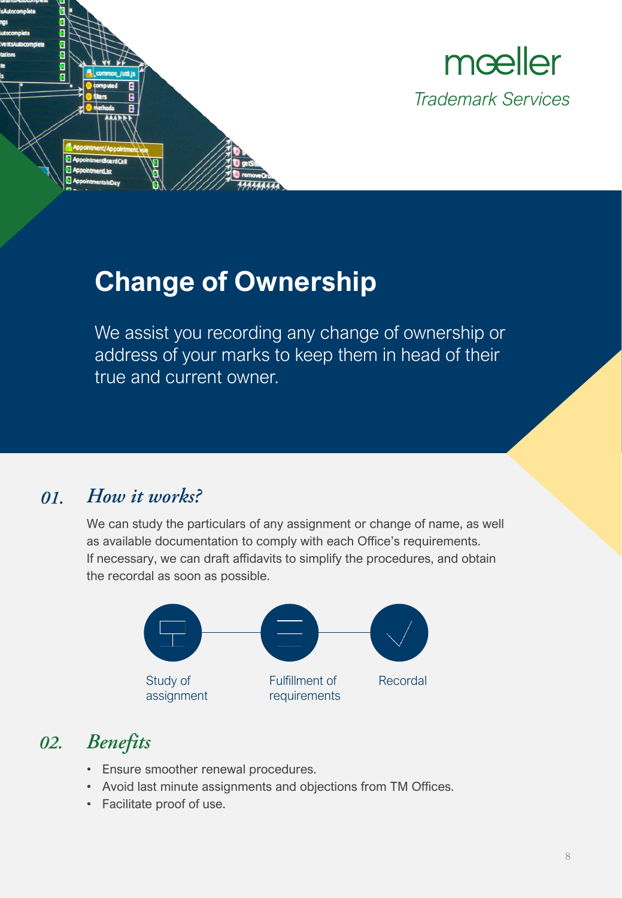moeller
*Trademark Services*

# Change of Ownership

We assist you recording any change of ownership or address of your marks to keep them in head of their true and current owner.

## 01. *How it works?*

We can study the particulars of any assignment or change of name, as well as available documentation to comply with each Office's requirements. If necessary, we can draft affidavits to simplify the procedures, and obtain the recordal as soon as possible.

Study of assignment → Fulfillment of requirements → Recordal

## 02. *Benefits*

- Ensure smoother renewal procedures.
- Avoid last minute assignments and objections from TM Offices.
- Facilitate proof of use.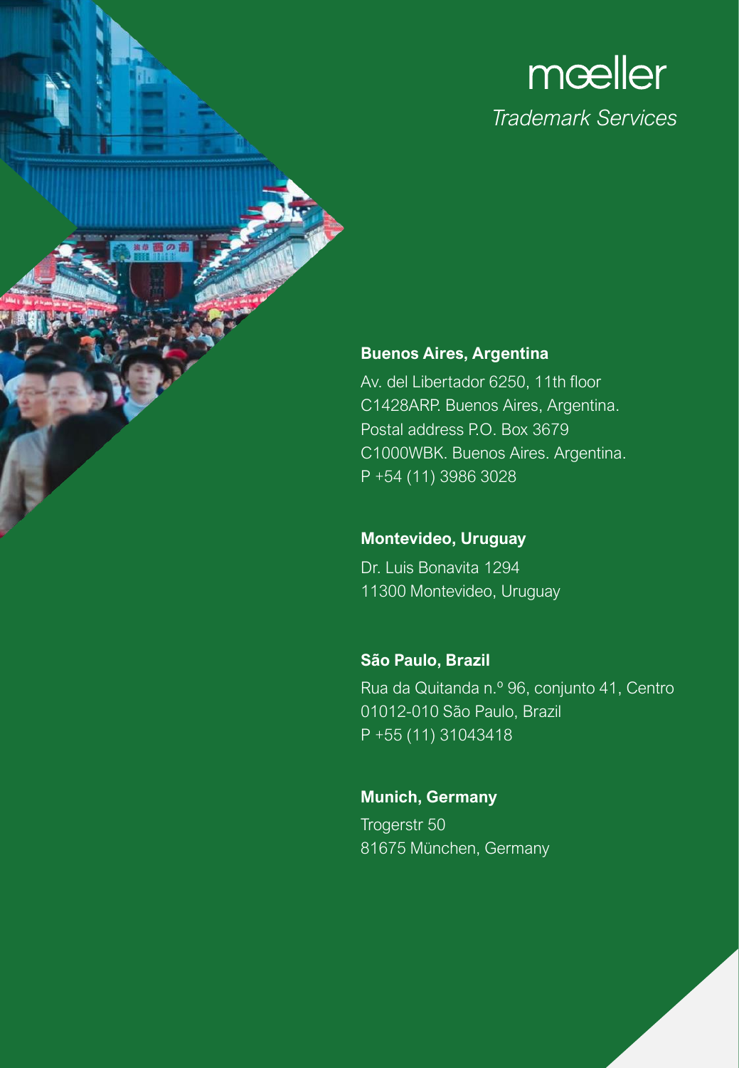moeller

*Trademark Services*

**Buenos Aires, Argentina**

Av. del Libertador 6250, 11th floor
C1428ARP. Buenos Aires, Argentina.
Postal address P.O. Box 3679
C1000WBK. Buenos Aires. Argentina.
P +54 (11) 3986 3028

**Montevideo, Uruguay**

Dr. Luis Bonavita 1294
11300 Montevideo, Uruguay

**São Paulo, Brazil**

Rua da Quitanda n.º 96, conjunto 41, Centro
01012-010 São Paulo, Brazil
P +55 (11) 31043418

**Munich, Germany**

Trogerstr 50
81675 München, Germany